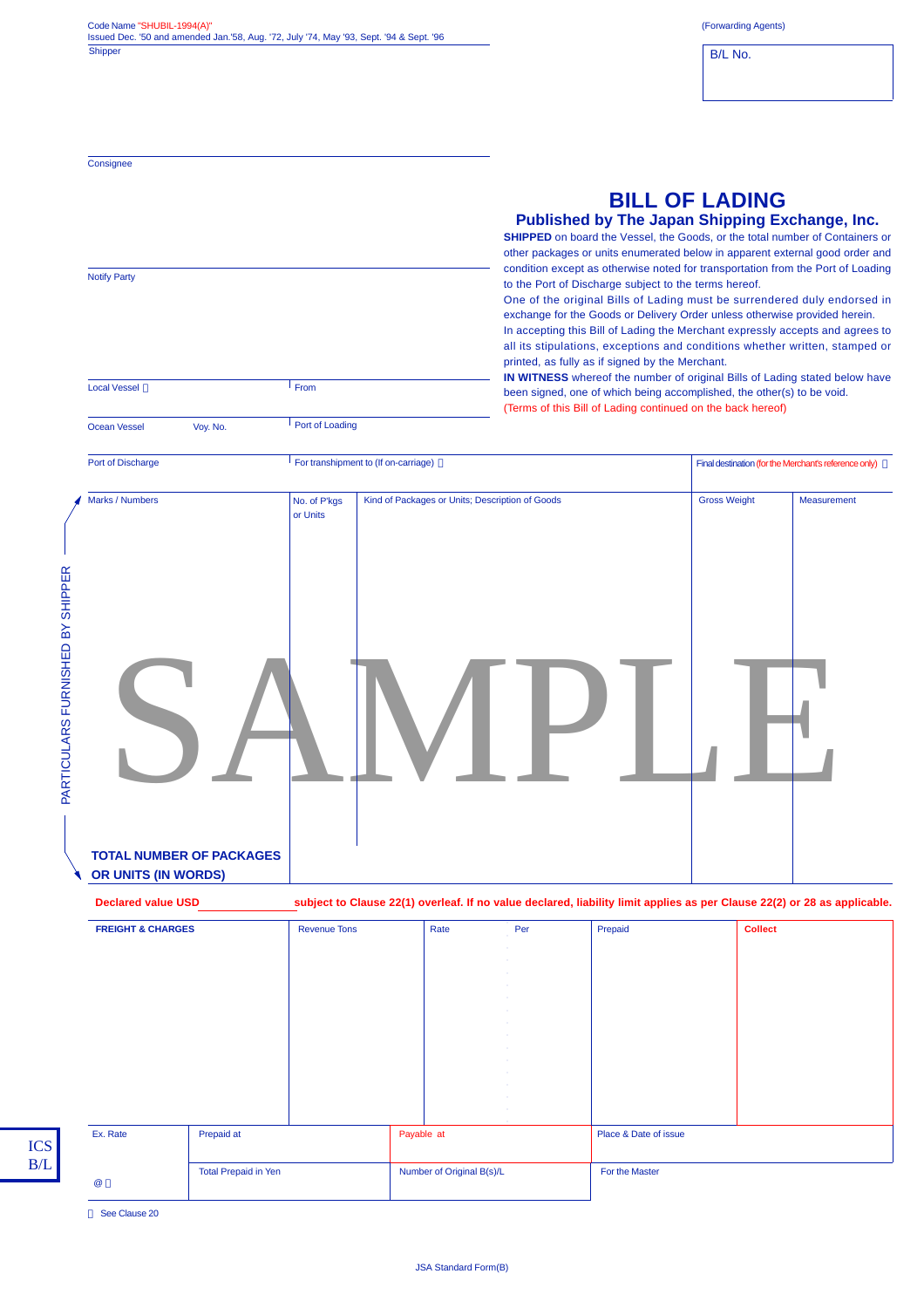Code Name "SHUBIL-1994(A)"
Issued Dec. '50 and amended Jan.'58, Aug. '72, July '74, May '93, Sept. '94 & Sept. '96

(Forwarding Agents)

Shipper

B/L No.

Consignee

Notify Party

# BILL OF LADING

## Published by The Japan Shipping Exchange, Inc.

**SHIPPED** on board the Vessel, the Goods, or the total number of Containers or other packages or units enumerated below in apparent external good order and condition except as otherwise noted for transportation from the Port of Loading to the Port of Discharge subject to the terms hereof.

One of the original Bills of Lading must be surrendered duly endorsed in exchange for the Goods or Delivery Order unless otherwise provided herein.

In accepting this Bill of Lading the Merchant expressly accepts and agrees to all its stipulations, exceptions and conditions whether written, stamped or printed, as fully as if signed by the Merchant.

**IN WITNESS** whereof the number of original Bills of Lading stated below have been signed, one of which being accomplished, the other(s) to be void.

(Terms of this Bill of Lading continued on the back hereof)

| Local Vessel ※ | From |
|---|---|
| Ocean Vessel / Voy. No. | Port of Loading |
| Port of Discharge | For transhipment to (If on-carriage) ※ |

Final destination (for the Merchant's reference only) ※

PARTICULARS FURNISHED BY SHIPPER

| Marks / Numbers | No. of P'kgs or Units | Kind of Packages or Units; Description of Goods | Gross Weight | Measurement |
|---|---|---|---|---|
| | | | | |

SAMPLE

**TOTAL NUMBER OF PACKAGES OR UNITS (IN WORDS)**

**Declared value USD** ____________ **subject to Clause 22(1) overleaf. If no value declared, liability limit applies as per Clause 22(2) or 28 as applicable.**

| FREIGHT & CHARGES | Revenue Tons | Rate | Per | Prepaid | Collect |
|---|---|---|---|---|---|
| | | | | | |

| Ex. Rate | Prepaid at | Payable at | Place & Date of issue |
|---|---|---|---|
| @ ※ | Total Prepaid in Yen | Number of Original B(s)/L | For the Master |

ICS B/L

※ See Clause 20

JSA Standard Form(B)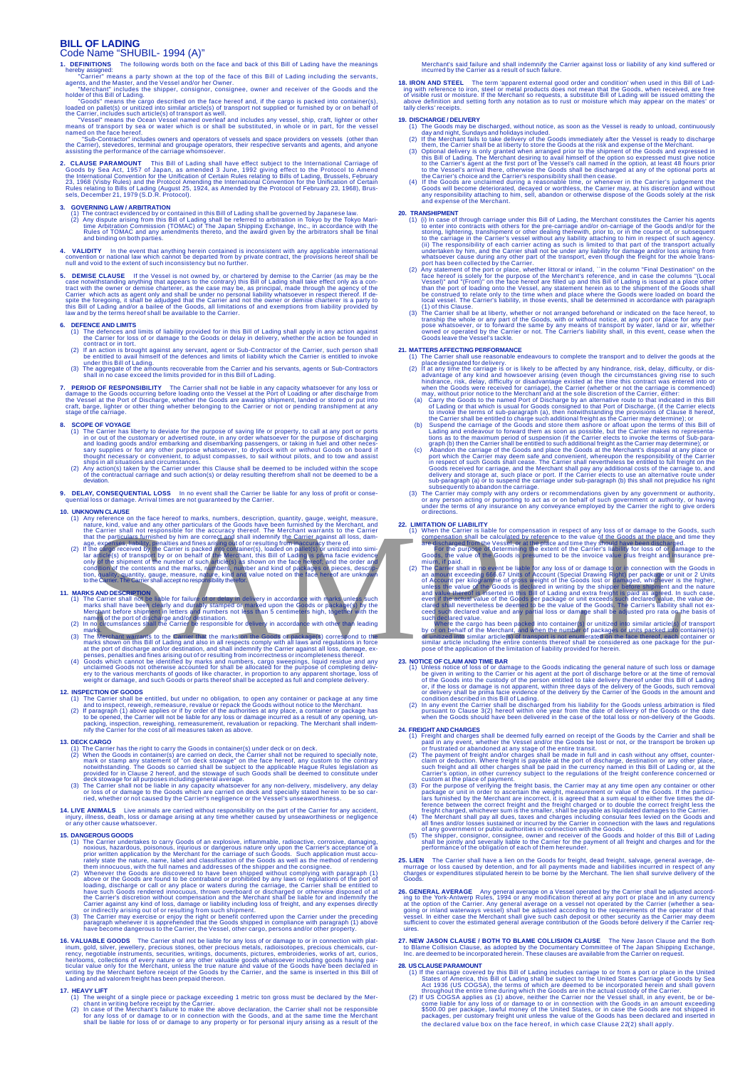# BILL OF LADING

## Code Name "SHUBIL- 1994 (A)"

**1. DEFINITIONS** The following words both on the face and back of this Bill of Lading have the meanings hereby assigned:

"Carrier" means a party shown at the top of the face of this Bill of Lading including the servants, agents, and the Master, and the Vessel and/or her Owner.

"Merchant" includes the shipper, consignor, consignee, owner and receiver of the Goods and the holder of this Bill of Lading.

"Goods" means the cargo described on the face hereof and, if the cargo is packed into container(s), loaded on pallet(s) or unitized into similar article(s) of transport not supplied or furnished by or on behalf of the Carrier, includes such article(s) of transport as well.

"Vessel" means the Ocean Vessel named overleaf and includes any vessel, ship, craft, lighter or other means of transport by sea or water which is or shall be substituted, in whole or in part, for the vessel named on the face hereof.

"Sub-Contractor" includes owners and operators of vessels and space providers on vessels (other than the Carrier), stevedores, terminal and groupage operators, their respective servants and agents, and anyone assisting the performance of the carriage whomsoever.

**2. CLAUSE PARAMOUNT** This Bill of Lading shall have effect subject to the International Carriage of Goods by Sea Act, 1957 of Japan, as amended 3 June, 1992 giving effect to the Protocol to Amend the International Convention for the Unification of Certain Rules relating to Bills of Lading, Brussels, February 23, 1968 (Visby Rules) and the Protocol Amending the International Convention for the Unification of Certain Rules relating to Bills of Lading (August 25, 1924, as Amended by the Protocol of February 23, 1968), Brussels, December 21, 1979 (S.D.R. Protocol).

**3. GOVERNING LAW / ARBITRATION**

(1) The contract evidenced by or contained in this Bill of Lading shall be governed by Japanese law.

(2) Any dispute arising from this Bill of Lading shall be referred to arbitration in Tokyo by the Tokyo Maritime Arbitration Commission (TOMAC) of The Japan Shipping Exchange, Inc., in accordance with the Rules of TOMAC and any amendments thereto, and the award given by the arbitrators shall be final and binding on both parties.

**4. VALIDITY** In the event that anything herein contained is inconsistent with any applicable international convention or national law which cannot be departed from by private contract, the provisions hereof shall be null and void to the extent of such inconsistency but no further.

**5. DEMISE CLAUSE** If the Vessel is not owned by, or chartered by demise to the Carrier (as may be the case notwithstanding anything that appears to the contrary) this Bill of Lading shall take effect only as a contract with the owner or demise charterer, as the case may be, as principal, made through the agency of the Carrier which acts as agent only and shall be under no personal liability whatsoever in respect thereof. If despite the foregoing, it shall be adjudged that the Carrier and not the owner or demise charterer is a party to this Bill of Lading and/or a bailee of the Goods, all limitations of and exemptions from liability provided by law and by the terms hereof shall be available to the Carrier.

**6. DEFENCE AND LIMITS**

(1) The defences and limits of liability provided for in this Bill of Lading shall apply in any action against the Carrier for loss of or damage to the Goods or delay in delivery, whether the action be founded in contract or in tort.

(2) If an action is brought against any servant, agent or Sub-Contractor of the Carrier, such person shall be entitled to avail himself of the defences and limits of liability which the Carrier is entitled to invoke under this Bill of Lading.

(3) The aggregate of the amounts recoverable from the Carrier and his servants, agents or Sub-Contractors shall in no case exceed the limits provided for in this Bill of Lading.

**7. PERIOD OF RESPONSIBILITY** The Carrier shall not be liable in any capacity whatsoever for any loss or damage to the Goods occurring before loading onto the Vessel at the Port of Loading or after discharge from the Vessel at the Port of Discharge, whether the Goods are awaiting shipment, landed or stored or put into craft, barge, lighter or other thing whether belonging to the Carrier or not or pending transhipment at any stage of the carriage.

**8. SCOPE OF VOYAGE**

(1) The Carrier has liberty to deviate for the purpose of saving life or property, to call at any port or ports in or out of the customary or advertised route, in any order whatsoever for the purpose of discharging and loading goods and/or embarking and disembarking passengers, or taking in fuel and other necessary supplies or for any other purpose whatsoever, to drydock with or without Goods on board if thought necessary or convenient, to adjust compasses, to sail without pilots, and to tow and assist ships in all situations and circumstances.

(2) Any action(s) taken by the Carrier under this Clause shall be deemed to be included within the scope of the contractual carriage and such action(s) or delay resulting therefrom shall not be deemed to be a deviation.

**9. DELAY, CONSEQUENTIAL LOSS** In no event shall the Carrier be liable for any loss of profit or consequential loss or damage. Arrival times are not guaranteed by the Carrier.

**10. UNKNOWN CLAUSE**

(1) Any reference on the face hereof to marks, numbers, description, quantity, gauge, weight, measure, nature, kind, value and any other particulars of the Goods have been furnished by the Merchant, and the Carrier shall not responsible for the accuracy thereof. The Merchant warrants to the Carrier that the particulars furnished by him are correct and shall indemnify the Carrier against all loss, damage, expenses, liability, penalties and fines arising out of or resulting from inaccuracy there of.

(2) If the cargo received by the Carrier is packed into container(s), loaded on pallet(s) or unitized into similar article(s) of transport by or on behalf of the Merchant, this Bill of Lading is prima facie evidence only of the shipment of the number of such article(s) as shown on the face hereof, and the order and condition of the contents and the marks, numbers, number and kind of packages or pieces, description, quality, quantity, gauge, measure, nature, kind and value noted on the face hereof are unknown to the Carrier. The Carrier shall accept no responsibility therefor.

**11. MARKS AND DESCRIPTION**

(1) The Carrier shall not be liable for failure of or delay in delivery in accordance with marks unless such marks shall have been clearly and durably stamped or marked upon the Goods or package(s) by the Merchant before shipment in letters and numbers not less than 5 centimeters high, together with the names of the port of discharge and/or destination.

(2) In no circumstances shall the Carrier be responsible for delivery in accordance with other than leading marks.

(3) The Merchant warrants to the Carrier that the marks on the Goods or package(s) correspond to the marks shown on this Bill of Lading and also in all respects comply with all laws and regulations in force at the port of discharge and/or destination, and shall indemnify the Carrier against all loss, damage, expenses, penalties and fines arising out of or resulting from incorrectness or incompleteness thereof.

(4) Goods which cannot be identified by marks and numbers, cargo sweepings, liquid residue and any unclaimed Goods not otherwise accounted for shall be allocated for the purpose of completing delivery to the various merchants of goods of like character, in proportion to any apparent shortage, loss of weight or damage, and such Goods or parts thereof shall be accepted as full and complete delivery.

**12. INSPECTION OF GOODS**

(1) The Carrier shall be entitled, but under no obligation, to open any container or package at any time and to inspect, reweigh, remeasure, revalue or repack the Goods without notice to the Merchant.

(2) If paragraph (1) above applies or if by order of the authorities at any place, a container or package has to be opened, the Carrier will not be liable for any loss or damage incurred as a result of any opening, unpacking, inspection, reweighing, remeasurement, revaluation or repacking. The Merchant shall indemnify the Carrier for the cost of all measures taken as above.

**13. DECK CARGO**

(1) The Carrier has the right to carry the Goods in container(s) under deck or on deck.

(2) When the Goods in container(s) are carried on deck, the Carrier shall not be required to specially note, mark or stamp any statement of "on deck stowage" on the face hereof, any custom to the contrary notwithstanding. The Goods so carried shall be subject to the applicable Hague Rules legislation as provided for in Clause 2 hereof, and the stowage of such Goods shall be deemed to constitute under deck stowage for all purposes including general average.

(3) The Carrier shall not be liable in any capacity whatsoever for any non-delivery, misdelivery, any delay or loss of or damage to the Goods which are carried on deck and specially stated herein to be so carried, whether or not caused by the Carrier's negligence or the Vessel's unseaworthiness.

**14. LIVE ANIMALS** Live animals are carried without responsibility on the part of the Carrier for any accident, injury, illness, death, loss or damage arising at any time whether caused by unseaworthiness or negligence or any other cause whatsoever.

**15. DANGEROUS GOODS**

(1) The Carrier undertakes to carry Goods of an explosive, inflammable, radioactive, corrosive, damaging, noxious, hazardous, poisonous, injurious or dangerous nature only upon the Carrier's acceptance of a prior written application by the Merchant for the carriage of such Goods. Such application must accurately state the name, nature, label and classification of the Goods as well as the method of rendering them innocuous, with the full names and addresses of the shipper and the consignee.

(2) Whenever the Goods are discovered to have been shipped without complying with paragraph (1) above or the Goods are found to be contraband or prohibited by any laws or regulations of the port of loading, discharge or call or any place or waters during the carriage, the Carrier shall be entitled to have such Goods rendered innocuous, thrown overboard or discharged or otherwise disposed of at the Carrier's discretion without compensation and the Merchant shall be liable for and indemnify the Carrier against any kind of loss, damage or liability including loss of freight, and any expenses directly or indirectly arising out of or resulting from such shipment.

(3) The Carrier may exercise or enjoy the right or benefit conferred upon the Carrier under the preceding paragraph whenever it is apprehended that the Goods shipped in compliance with paragraph (1) above have become dangerous to the Carrier, the Vessel, other cargo, persons and/or other property.

**16. VALUABLE GOODS** The Carrier shall not be liable for any loss of or damage to or in connection with platinum, gold, silver, jewellery, precious stones, other precious metals, radioisotopes, precious chemicals, currency, negotiable instruments, securities, writings, documents, pictures, embroideries, works of art, curios, heirlooms, collections of every nature or any other valuable goods whatsoever including goods having particular value only for the Merchant, unless the true nature and value of the Goods have been declared in writing by the Merchant before receipt of the Goods by the Carrier, and the same is inserted in this Bill of Lading and ad valorem freight has been prepaid thereon.

**17. HEAVY LIFT**

(1) The weight of a single piece or package exceeding 1 metric ton gross must be declared by the Merchant in writing before receipt by the Carrier.

(2) In case of the Merchant's failure to make the above declaration, the Carrier shall not be responsible for any loss of or damage to or in connection with the Goods, and at the same time the Merchant shall be liable for loss of or damage to any property or for personal injury arising as a result of the Merchant's said failure and shall indemnify the Carrier against loss or liability of any kind suffered or incurred by the Carrier as a result of such failure.

**18. IRON AND STEEL** The term 'apparent external good order and condition' when used in this Bill of Lading with reference to iron, steel or metal products does not mean that the Goods, when received, are free of visible rust or moisture. If the Merchant so requests, a substitute Bill of Lading will be issued omitting the above definition and setting forth any notation as to rust or moisture which may appear on the mates' or tally clerks' receipts.

**19. DISCHARGE / DELIVERY**

(1) The Goods may be discharged, without notice, as soon as the Vessel is ready to unload, continuously day and night, Sundays and holidays included.

(2) If the Merchant fails to take delivery of the Goods immediately after the Vessel is ready to discharge them, the Carrier shall be at liberty to store the Goods at the risk and expense of the Merchant.

(3) Optional delivery is only granted when arranged prior to the shipment of the Goods and expressed in this Bill of Lading. The Merchant desiring to avail himself of the option so expressed must give notice to the Carrier's agent at the first port of the Vessel's call named in the option, at least 48 hours prior to the Vessel's arrival there, otherwise the Goods shall be discharged at any of the optional ports at the Carrier's choice and the Carrier's responsibility shall then cease.

(4) If the Goods are unclaimed during a reasonable time, or whenever in the Carrier's judgement the Goods will become deteriorated, decayed or worthless, the Carrier may, at his discretion and without any responsibility attaching to him, sell, abandon or otherwise dispose of the Goods solely at the risk and expense of the Merchant.

**20. TRANSHIPMENT**

(1) (i) In case of through carriage under this Bill of Lading, the Merchant constitutes the Carrier his agents to enter into contracts with others for the pre-carriage and/or on-carriage of the Goods and/or for the storing, lightering, transhipment or other dealing therewith, prior to, or in the course of, or subsequent to the carriage in the Carrier's vessel without any liability attaching to him in respect of such agency.
(ii) The responsibility of each carrier acting as such is limited to that part of the transport actually undertaken by him, and the Carrier shall not be under any liability for damage and/or loss arising from whatsoever cause during any other part of the transport, even though the freight for the whole transport has been collected by the Carrier.

(2) Any statement of the port or place, whether littoral or inland, ``in the column "Final Destination" on the face hereof is solely for the purpose of the Merchant's reference, and in case the columns "(Local Vessel)" and "(From)" on the face hereof are filled up and this Bill of Lading is issued at a place other than the port of loading onto the Vessel, any statement herein as to the shipment of the Goods shall be construed to relate only to the time when and place where the Goods were loaded on board the local vessel. The Carrier's liability, in those events, shall be determined in accordance with paragraph (1) of this Clause.

(3) The Carrier shall be at liberty, whether or not arranged beforehand or indicated on the face hereof, to tranship the whole or any part of the Goods, with or without notice, at any port or place for any purpose whatsoever, or to forward the same by any means of transport by water, land or air, whether owned or operated by the Carrier or not. The Carrier's liability shall, in this event, cease when the Goods leave the Vessel's tackle.

**21. MATTERS AFFECTING PERFORMANCE**

(1) The Carrier shall use reasonable endeavours to complete the transport and to deliver the goods at the place designated for delivery.

(2) If at any time the carriage is or is likely to be affected by any hindrance, risk, delay, difficulty, or disadvantage of any kind and howsoever arising (even though the circumstances giving rise to such hindrance, risk, delay, difficulty or disadvantage existed at the time this contract was entered into or when the Goods were received for carriage), the Carrier (whether or not the carriage is commenced) may, without prior notice to the Merchant and at the sole discretion of the Carrier, either:

(a) Carry the Goods to the named Port of Discharge by an alternative route to that indicated in this Bill of Lading or that which is usual for Goods consigned to that Port of Discharge. (If the Carrier elects to invoke the terms of this sub-paragraph (a), then notwithstanding the provisions of Clause 8 hereof, the Carrier shall be entitled to charge such additional freight as the Carrier may determine); or

(b) Suspend the carriage of the Goods and store them ashore or afloat upon the terms of this Bill of Lading and endeavour to forward them as soon as possible, but the Carrier makes no representations as to the maximum period of suspension (If the Carrier elects to invoke the terms of sub-paragraph (b) then the Carrier shall be entitled to such additional freight as the Carrier may determine); or

(c) Abandon the carriage of the Goods and place the Goods at the Merchant's disposal at any place or port which the Carrier may deem safe and convenient, whereupon the responsibility of the Carrier in respect of such Goods shall cease. The Carrier shall nevertheless be entitled to full freight on the Goods received for carriage, and the Merchant shall pay any additional costs of the carriage to, and delivery and storage at, such place or port. If the Carrier elects to use an alternative route under sub-paragraph (a) or to suspend the carriage under sub-paragraph (b) this shall not prejudice his right subsequently to abandon the carriage.

(3) The Carrier may comply with any orders or recommendations given by any government or authority, or any person acting or purporting to act as or on behalf of such government or authority, or having under the terms of any insurance on any conveyance employed by the Carrier the right to give orders or directions.

**22. LIMITATION OF LIABILITY**

(1) When the Carrier is liable for compensation in respect of any loss of or damage to the Goods, such compensation shall be calculated by reference to the value of the Goods at the place and time they are discharged from the Vessel, or at the place and time they should have been discharged.
For the purpose of determining the extent of the Carrier's liability for loss of or damage to the Goods, the value of the Goods is presumed to be the invoice value plus freight and insurance premium, if paid.

(2) The Carrier shall in no event be liable for any loss of or damage to or in connection with the Goods in an amount exceeding 666.67 Units of Account (Special Drawing Right) per package or unit or 2 Units of Account per kilogramme of gross weight of the Goods lost or damaged, whichever is the higher, unless the value of the Goods is declared in writing by the shipper before shipment and the nature and value thereof is inserted in this Bill of Lading and extra freight is paid as agreed. In such case, even if the actual value of the Goods per package or unit exceeds such declared value, the value declared shall nevertheless be deemed to be the value of the Goods. The Carrier's liability shall not exceed such declared value and any partial loss or damage shall be adjusted pro rata on the basis of such declared value.
Where the cargo has been packed into container(s) or unitized into similar article(s) of transport by or on behalf of the Merchant, and when the number of packages or units packed into container(s) or unitized into similar article(s) of transport is not enumerated on the face hereof, each container or similar article including the entire contents thereof shall be considered as one package for the purpose of the application of the limitation of liability provided for herein.

**23. NOTICE OF CLAIM AND TIME BAR**

(1) Unless notice of loss of or damage to the Goods indicating the general nature of such loss or damage be given in writing to the Carrier or his agent at the port of discharge before or at the time of removal of the Goods into the custody of the person entitled to take delivery thereof under this Bill of Lading or, if the loss or damage is not apparent, within three days of the delivery of the Goods, such removal or delivery shall be prima facie evidence of the delivery by the Carrier of the Goods in the amount and condition described in this Bill of Lading.

(2) In any event the Carrier shall be discharged from his liability for the Goods unless arbitration is filed pursuant to Clause 3(2) hereof within one year from the date of delivery of the Goods or the date when the Goods should have been delivered in the case of the total loss or non-delivery of the Goods.

**24. FREIGHT AND CHARGES**

(1) Freight and charges shall be deemed fully earned on receipt of the Goods by the Carrier and shall be paid in any event, whether the Vessel and/or the Goods be lost or not, or the transport be broken up or frustrated or abandoned at any stage of the entire transit.

(2) The payment of freight and/or charges shall be made in full and in cash without any offset, counterclaim or deduction. Where freight is payable at the port of discharge, destination or any other place, such freight and all other charges shall be paid in the currency named in this Bill of Lading or, at the Carrier's option, in other currency subject to the regulations of the freight conference concerned or custom at the place of payment.

(3) For the purpose of verifying the freight basis, the Carrier may at any time open any container or other package or unit in order to ascertain the weight, measurement or value of the Goods. If the particulars furnished by the Merchant are incorrect, it is agreed that a sum equal to either five times the difference between the correct freight and the freight charged or to double the correct freight less the freight charged, whichever sum is the smaller, shall be payable as liquidated damages to the Carrier.

(4) The Merchant shall pay all dues, taxes and charges including consular fees levied on the Goods and all fines and/or losses sustained or incurred by the Carrier in connection with the laws and regulations of any government or public authorities in connection with the Goods.

(5) The shipper, consignor, consignee, owner and receiver of the Goods and holder of this Bill of Lading shall be jointly and severally liable to the Carrier for the payment of all freight and charges and for the performance of the obligation of each of them hereunder.

**25. LIEN** The Carrier shall have a lien on the Goods for freight, dead freight, salvage, general average, demurrage or loss caused by detention, and for all payments made and liabilities incurred in respect of any charges or expenditures stipulated herein to be borne by the Merchant. The lien shall survive delivery of the Goods.

**26. GENERAL AVERAGE** Any general average on a Vessel operated by the Carrier shall be adjusted according to the York-Antwerp Rules, 1994 or any modification thereof at any port or place and in any currency at the option of the Carrier. Any general average on a vessel not operated by the Carrier (whether a seagoing or inland waterways vessel) shall be adjusted according to the requirements of the operator of that vessel. In either case the Merchant shall give such cash deposit or other security as the Carrier may deem sufficient to cover the estimated general average contribution of the Goods before delivery if the Carrier requires.

**27. NEW JASON CLAUSE / BOTH TO BLAME COLLISION CLAUSE** The New Jason Clause and the Both to Blame Collision Clause, as adopted by the Documentary Committee of The Japan Shipping Exchange, Inc. are deemed to be incorporated herein. These clauses are available from the Carrier on request.

**28. US CLAUSE PARAMOUNT**

(1) If the carriage covered by this Bill of Lading includes carriage to or from a port or place in the United States of America, this Bill of Lading shall be subject to the United States Carriage of Goods by Sea Act 1936 (US COGSA), the terms of which are deemed to be incorporated herein and shall govern throughout the entire time during which the Goods are in the actual custody of the Carrier.

(2) If US COGSA applies as (1) above, neither the Carrier nor the Vessel shall, in any event, be or become liable for any loss of or damage to or in connection with the Goods in an amount exceeding $500.00 per package, lawful money of the United States, or in case the Goods are not shipped in packages, per customary freight unit unless the value of the Goods has been declared and inserted in the declared value box on the face hereof, in which case Clause 22(2) shall apply.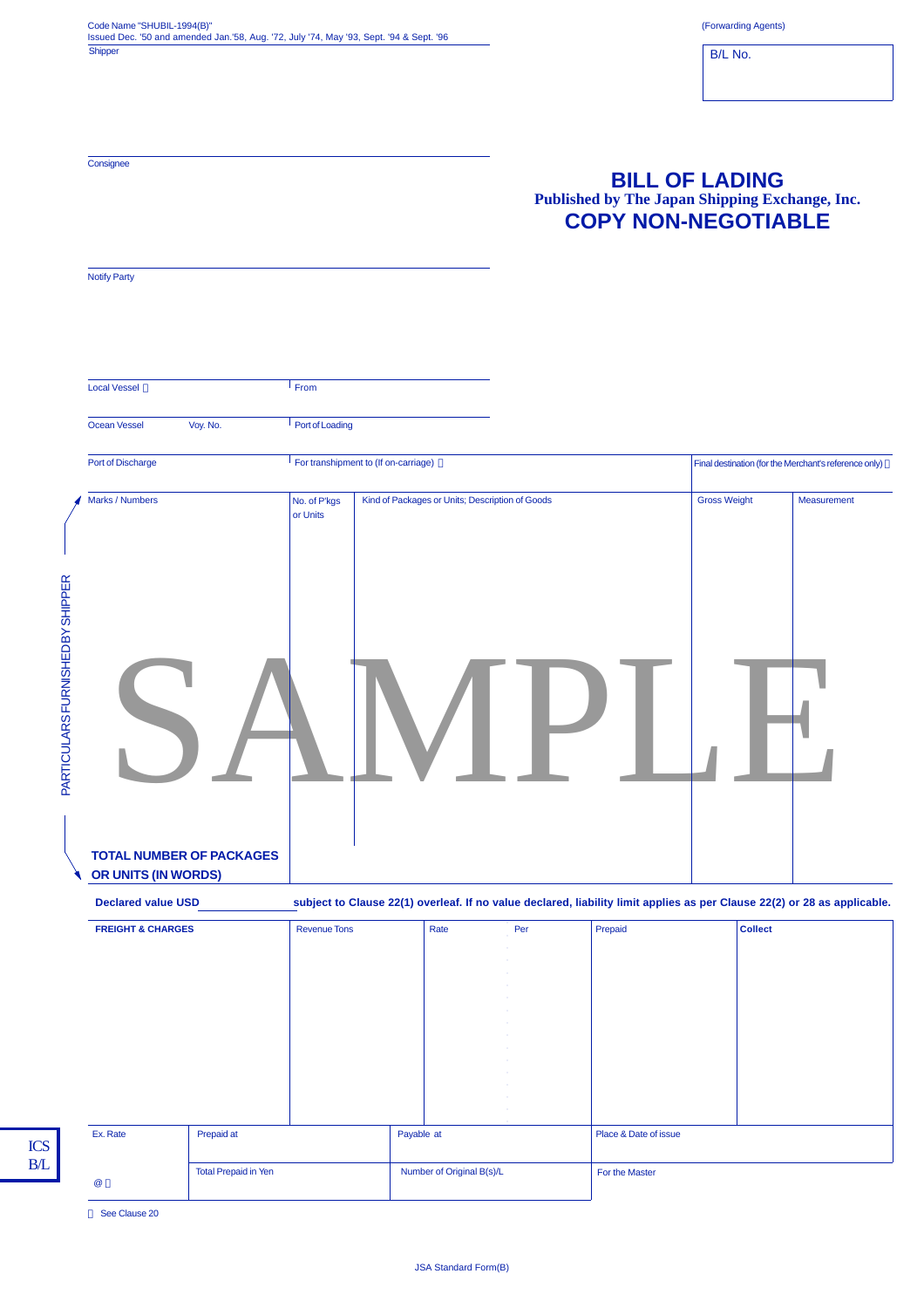Code Name "SHUBIL-1994(B)"
Issued Dec. '50 and amended Jan.'58, Aug. '72, July '74, May '93, Sept. '94 & Sept. '96

(Forwarding Agents)

Shipper

B/L No.

Consignee

# BILL OF LADING

**Published by The Japan Shipping Exchange, Inc.**

## COPY NON-NEGOTIABLE

Notify Party

| Local Vessel ※ | From |
|---|---|
| Ocean Vessel / Voy. No. | Port of Loading |
| Port of Discharge | For transhipment to (If on-carriage) ※ |

Final destination (for the Merchant's reference only) ※

PARTICULARS FURNISHED BY SHIPPER

| Marks / Numbers | No. of P'kgs or Units | Kind of Packages or Units; Description of Goods | Gross Weight | Measurement |
|---|---|---|---|---|
| | | | | |

SAMPLE

**TOTAL NUMBER OF PACKAGES OR UNITS (IN WORDS)**

**Declared value USD** ________ **subject to Clause 22(1) overleaf. If no value declared, liability limit applies as per Clause 22(2) or 28 as applicable.**

| **FREIGHT & CHARGES** | Revenue Tons | Rate | Per | Prepaid | **Collect** |
|---|---|---|---|---|---|
| | | | | | |

| Ex. Rate | Prepaid at | Payable at | Place & Date of issue |
|---|---|---|---|
| @ ※ | Total Prepaid in Yen | Number of Original B(s)/L | For the Master |

ICS B/L

※ See Clause 20

JSA Standard Form(B)